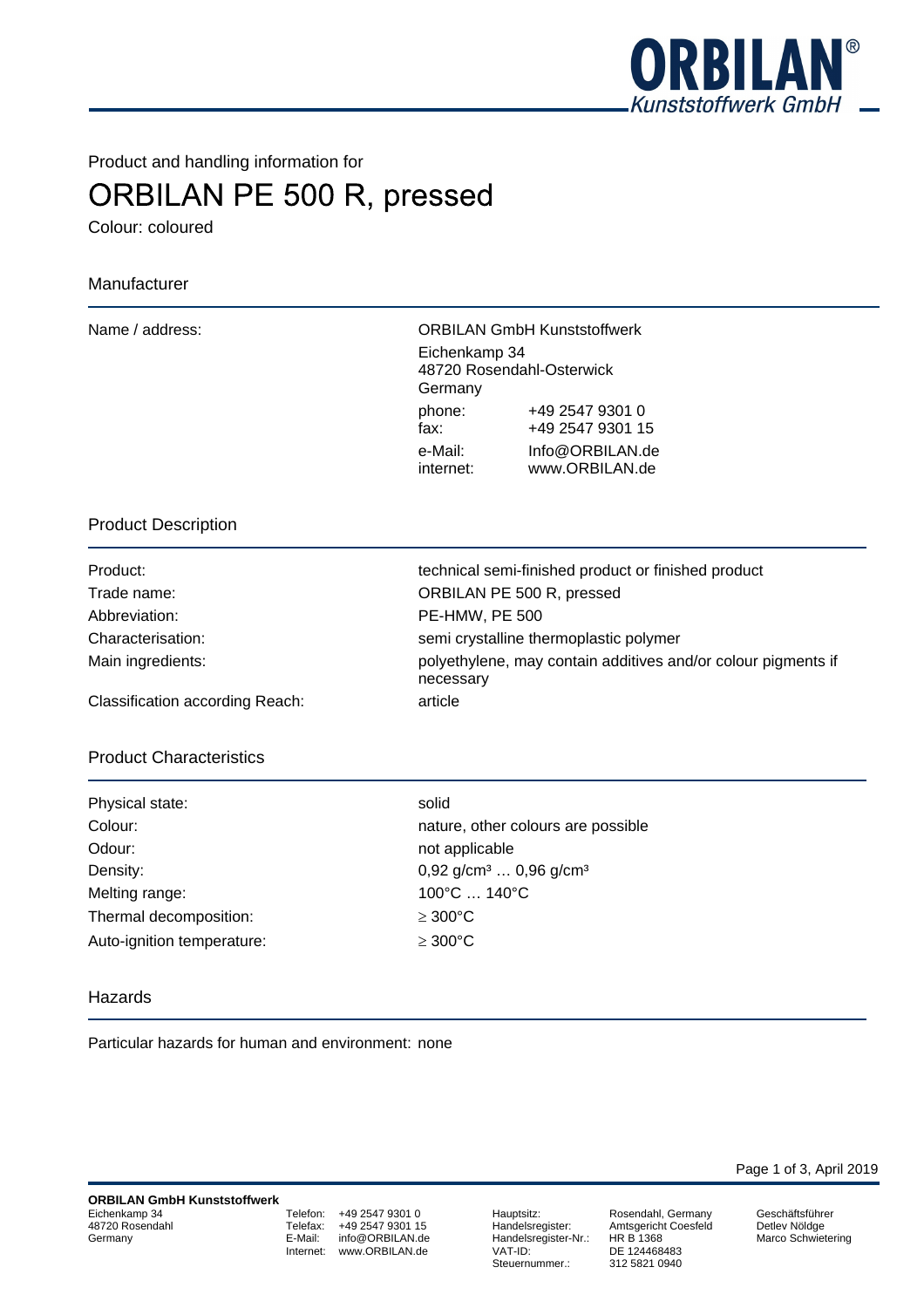Product and handling information for

# ORBILAN PE 500 R, pressed

Colour: coloured

## Manufacturer

| | | |
|---|---|---|
| Name / address: | ORBILAN GmbH Kunststoffwerk<br>Eichenkamp 34<br>48720 Rosendahl-Osterwick<br>Germany | |
| | phone:<br>fax: | +49 2547 9301 0<br>+49 2547 9301 15 |
| | e-Mail:<br>internet: | Info@ORBILAN.de<br>www.ORBILAN.de |

## Product Description

| | |
|---|---|
| Product: | technical semi-finished product or finished product |
| Trade name: | ORBILAN PE 500 R, pressed |
| Abbreviation: | PE-HMW, PE 500 |
| Characterisation: | semi crystalline thermoplastic polymer |
| Main ingredients: | polyethylene, may contain additives and/or colour pigments if necessary |
| Classification according Reach: | article |

## Product Characteristics

| | |
|---|---|
| Physical state: | solid |
| Colour: | nature, other colours are possible |
| Odour: | not applicable |
| Density: | 0,92 g/cm³ … 0,96 g/cm³ |
| Melting range: | 100°C … 140°C |
| Thermal decomposition: | ≥ 300°C |
| Auto-ignition temperature: | ≥ 300°C |

## Hazards

Particular hazards for human and environment: none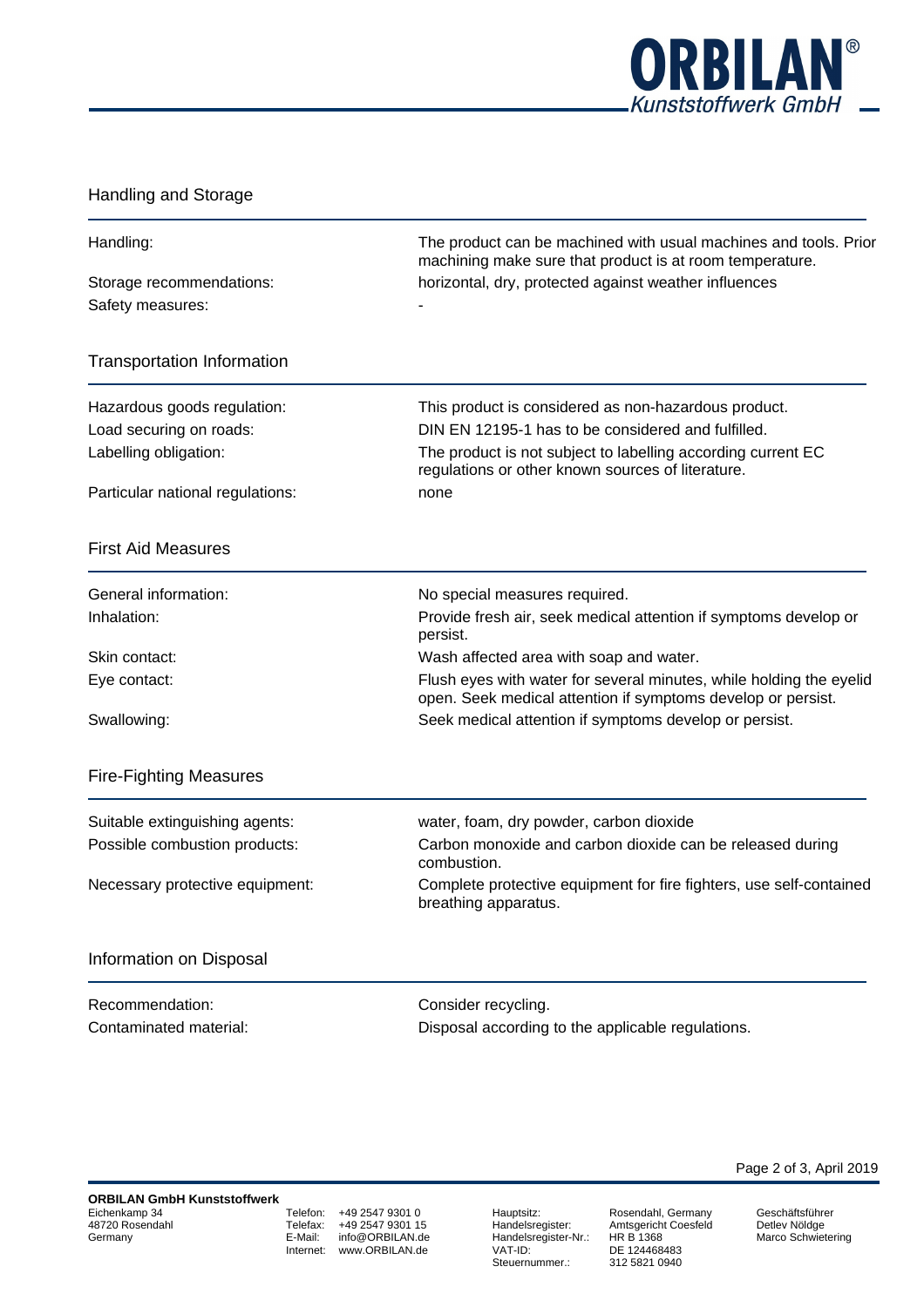## Handling and Storage

| | |
|---|---|
| Handling: | The product can be machined with usual machines and tools. Prior machining make sure that product is at room temperature. |
| Storage recommendations: | horizontal, dry, protected against weather influences |
| Safety measures: | - |

## Transportation Information

| | |
|---|---|
| Hazardous goods regulation: | This product is considered as non-hazardous product. |
| Load securing on roads: | DIN EN 12195-1 has to be considered and fulfilled. |
| Labelling obligation: | The product is not subject to labelling according current EC regulations or other known sources of literature. |
| Particular national regulations: | none |

## First Aid Measures

| | |
|---|---|
| General information: | No special measures required. |
| Inhalation: | Provide fresh air, seek medical attention if symptoms develop or persist. |
| Skin contact: | Wash affected area with soap and water. |
| Eye contact: | Flush eyes with water for several minutes, while holding the eyelid open. Seek medical attention if symptoms develop or persist. |
| Swallowing: | Seek medical attention if symptoms develop or persist. |

## Fire-Fighting Measures

| | |
|---|---|
| Suitable extinguishing agents: | water, foam, dry powder, carbon dioxide |
| Possible combustion products: | Carbon monoxide and carbon dioxide can be released during combustion. |
| Necessary protective equipment: | Complete protective equipment for fire fighters, use self-contained breathing apparatus. |

## Information on Disposal

| | |
|---|---|
| Recommendation: | Consider recycling. |
| Contaminated material: | Disposal according to the applicable regulations. |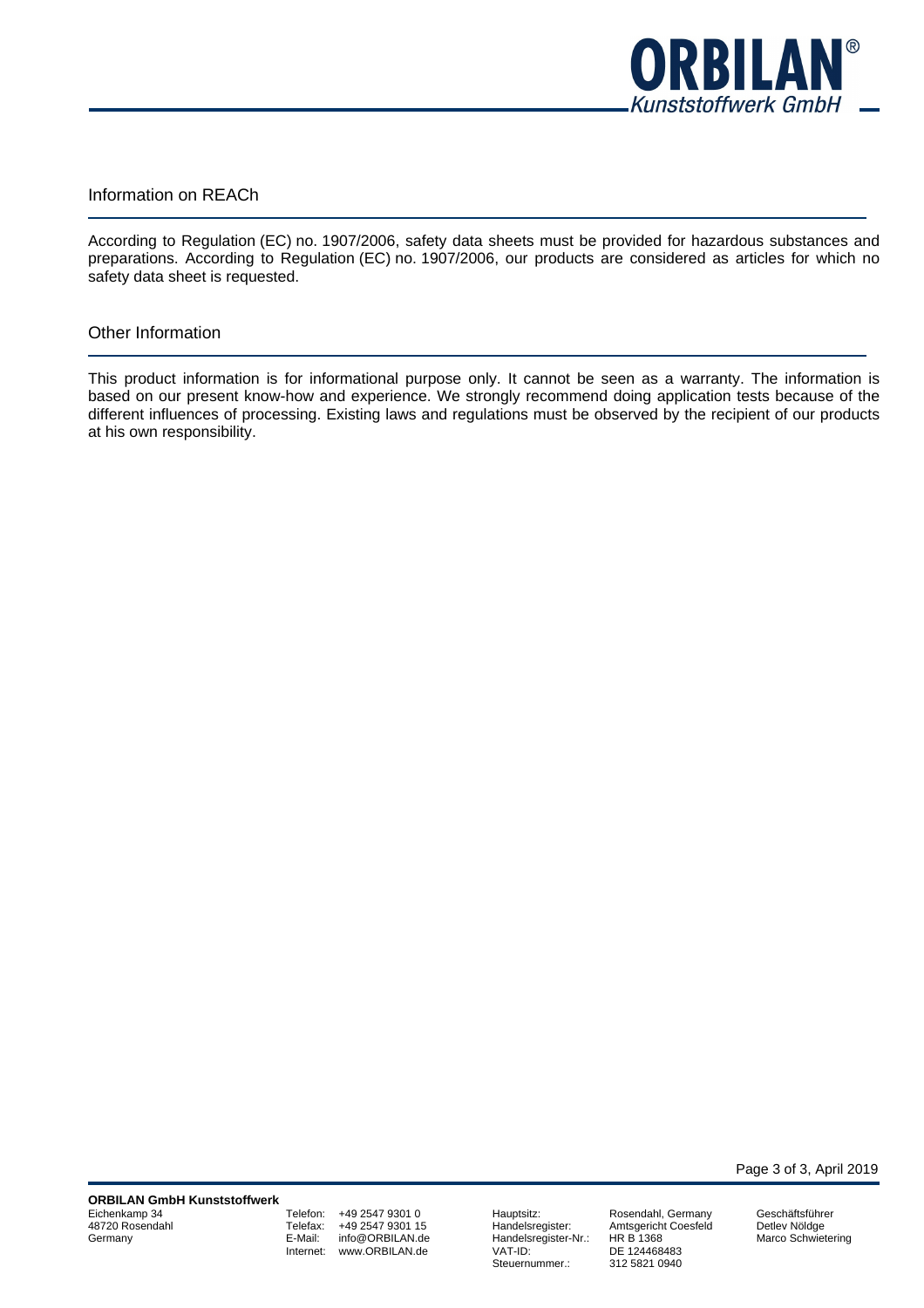## Information on REACh

According to Regulation (EC) no. 1907/2006, safety data sheets must be provided for hazardous substances and preparations. According to Regulation (EC) no. 1907/2006, our products are considered as articles for which no safety data sheet is requested.

## Other Information

This product information is for informational purpose only. It cannot be seen as a warranty. The information is based on our present know-how and experience. We strongly recommend doing application tests because of the different influences of processing. Existing laws and regulations must be observed by the recipient of our products at his own responsibility.